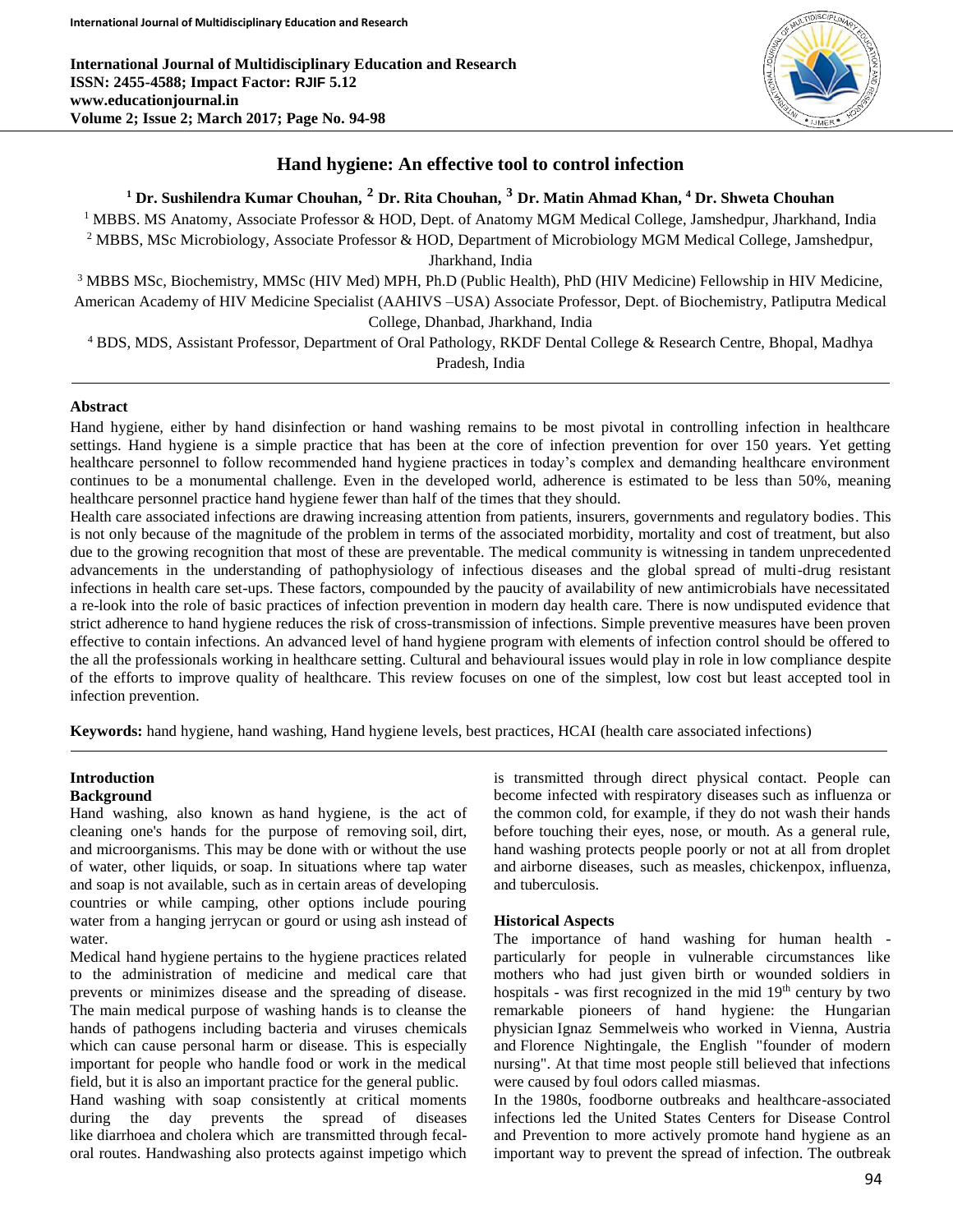# Hand hygiene: An effective tool to control infection

[1] Dr. Sushilendra Kumar Chouhan, [2] Dr. Rita Chouhan, [3] Dr. Matin Ahmad Khan, [4] Dr. Shweta Chouhan

[1] MBBS. MS Anatomy, Associate Professor & HOD, Dept. of Anatomy MGM Medical College, Jamshedpur, Jharkhand, India

[2] MBBS, MSc Microbiology, Associate Professor & HOD, Department of Microbiology MGM Medical College, Jamshedpur, Jharkhand, India

[3] MBBS MSc, Biochemistry, MMSc (HIV Med) MPH, Ph.D (Public Health), PhD (HIV Medicine) Fellowship in HIV Medicine, American Academy of HIV Medicine Specialist (AAHIVS –USA) Associate Professor, Dept. of Biochemistry, Patliputra Medical College, Dhanbad, Jharkhand, India

[4] BDS, MDS, Assistant Professor, Department of Oral Pathology, RKDF Dental College & Research Centre, Bhopal, Madhya Pradesh, India

## Abstract

Hand hygiene, either by hand disinfection or hand washing remains to be most pivotal in controlling infection in healthcare settings. Hand hygiene is a simple practice that has been at the core of infection prevention for over 150 years. Yet getting healthcare personnel to follow recommended hand hygiene practices in today's complex and demanding healthcare environment continues to be a monumental challenge. Even in the developed world, adherence is estimated to be less than 50%, meaning healthcare personnel practice hand hygiene fewer than half of the times that they should.

Health care associated infections are drawing increasing attention from patients, insurers, governments and regulatory bodies. This is not only because of the magnitude of the problem in terms of the associated morbidity, mortality and cost of treatment, but also due to the growing recognition that most of these are preventable. The medical community is witnessing in tandem unprecedented advancements in the understanding of pathophysiology of infectious diseases and the global spread of multi-drug resistant infections in health care set-ups. These factors, compounded by the paucity of availability of new antimicrobials have necessitated a re-look into the role of basic practices of infection prevention in modern day health care. There is now undisputed evidence that strict adherence to hand hygiene reduces the risk of cross-transmission of infections. Simple preventive measures have been proven effective to contain infections. An advanced level of hand hygiene program with elements of infection control should be offered to the all the professionals working in healthcare setting. Cultural and behavioural issues would play in role in low compliance despite of the efforts to improve quality of healthcare. This review focuses on one of the simplest, low cost but least accepted tool in infection prevention.

**Keywords:** hand hygiene, hand washing, Hand hygiene levels, best practices, HCAI (health care associated infections)

## Introduction

### Background

Hand washing, also known as hand hygiene, is the act of cleaning one's hands for the purpose of removing soil, dirt, and microorganisms. This may be done with or without the use of water, other liquids, or soap. In situations where tap water and soap is not available, such as in certain areas of developing countries or while camping, other options include pouring water from a hanging jerrycan or gourd or using ash instead of water.

Medical hand hygiene pertains to the hygiene practices related to the administration of medicine and medical care that prevents or minimizes disease and the spreading of disease. The main medical purpose of washing hands is to cleanse the hands of pathogens including bacteria and viruses chemicals which can cause personal harm or disease. This is especially important for people who handle food or work in the medical field, but it is also an important practice for the general public.

Hand washing with soap consistently at critical moments during the day prevents the spread of diseases like diarrhoea and cholera which are transmitted through fecal-oral routes. Handwashing also protects against impetigo which is transmitted through direct physical contact. People can become infected with respiratory diseases such as influenza or the common cold, for example, if they do not wash their hands before touching their eyes, nose, or mouth. As a general rule, hand washing protects people poorly or not at all from droplet and airborne diseases, such as measles, chickenpox, influenza, and tuberculosis.

### Historical Aspects

The importance of hand washing for human health - particularly for people in vulnerable circumstances like mothers who had just given birth or wounded soldiers in hospitals - was first recognized in the mid 19th century by two remarkable pioneers of hand hygiene: the Hungarian physician Ignaz Semmelweis who worked in Vienna, Austria and Florence Nightingale, the English "founder of modern nursing". At that time most people still believed that infections were caused by foul odors called miasmas.

In the 1980s, foodborne outbreaks and healthcare-associated infections led the United States Centers for Disease Control and Prevention to more actively promote hand hygiene as an important way to prevent the spread of infection. The outbreak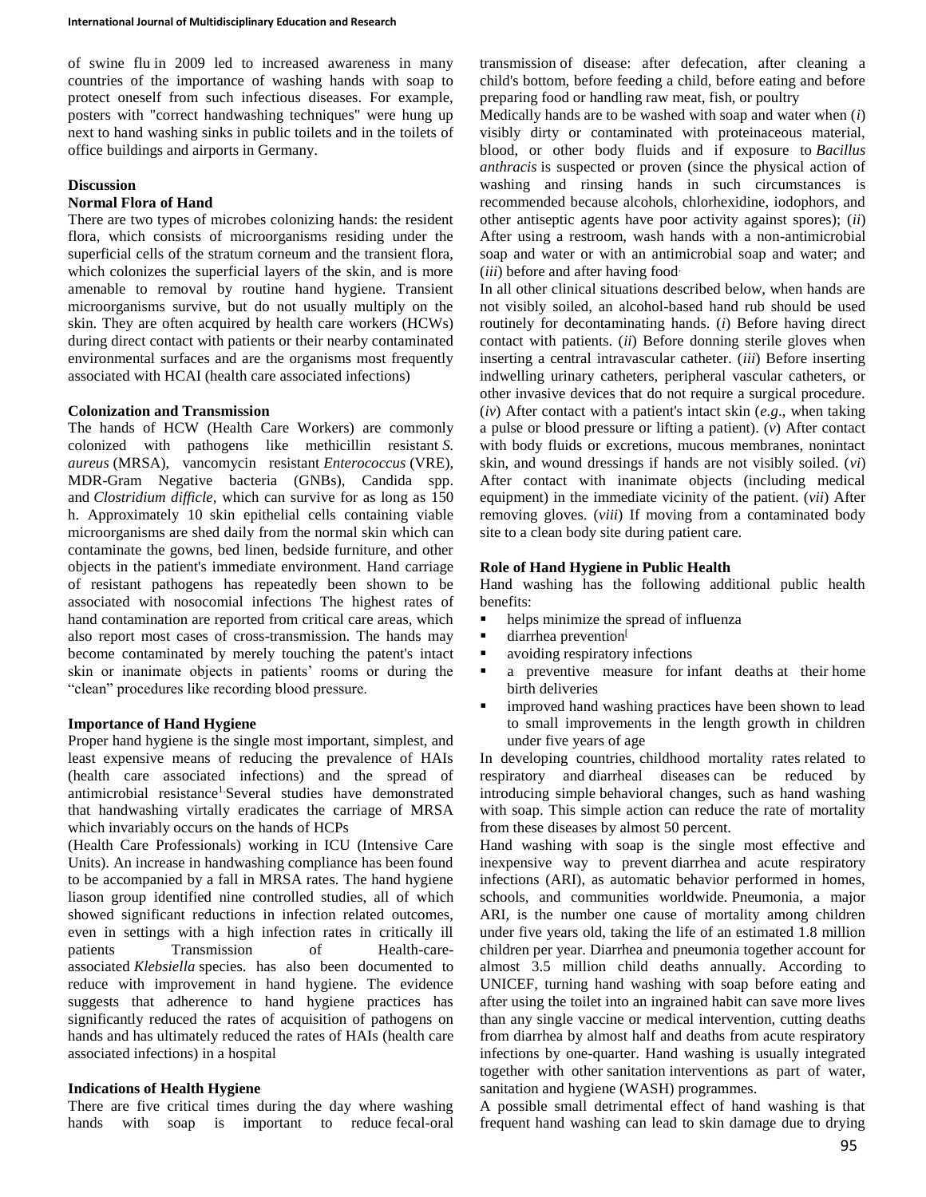of swine flu in 2009 led to increased awareness in many countries of the importance of washing hands with soap to protect oneself from such infectious diseases. For example, posters with "correct handwashing techniques" were hung up next to hand washing sinks in public toilets and in the toilets of office buildings and airports in Germany.

## Discussion

### Normal Flora of Hand

There are two types of microbes colonizing hands: the resident flora, which consists of microorganisms residing under the superficial cells of the stratum corneum and the transient flora, which colonizes the superficial layers of the skin, and is more amenable to removal by routine hand hygiene. Transient microorganisms survive, but do not usually multiply on the skin. They are often acquired by health care workers (HCWs) during direct contact with patients or their nearby contaminated environmental surfaces and are the organisms most frequently associated with HCAI (health care associated infections)

### Colonization and Transmission

The hands of HCW (Health Care Workers) are commonly colonized with pathogens like methicillin resistant *S. aureus* (MRSA), vancomycin resistant *Enterococcus* (VRE), MDR-Gram Negative bacteria (GNBs), Candida spp. and *Clostridium difficle*, which can survive for as long as 150 h. Approximately 10 skin epithelial cells containing viable microorganisms are shed daily from the normal skin which can contaminate the gowns, bed linen, bedside furniture, and other objects in the patient's immediate environment. Hand carriage of resistant pathogens has repeatedly been shown to be associated with nosocomial infections The highest rates of hand contamination are reported from critical care areas, which also report most cases of cross-transmission. The hands may become contaminated by merely touching the patent's intact skin or inanimate objects in patients' rooms or during the "clean" procedures like recording blood pressure.

### Importance of Hand Hygiene

Proper hand hygiene is the single most important, simplest, and least expensive means of reducing the prevalence of HAIs (health care associated infections) and the spread of antimicrobial resistance[1]. Several studies have demonstrated that handwashing virtally eradicates the carriage of MRSA which invariably occurs on the hands of HCPs (Health Care Professionals) working in ICU (Intensive Care Units). An increase in handwashing compliance has been found to be accompanied by a fall in MRSA rates. The hand hygiene liason group identified nine controlled studies, all of which showed significant reductions in infection related outcomes, even in settings with a high infection rates in critically ill patients Transmission of Health-care-associated *Klebsiella* species. has also been documented to reduce with improvement in hand hygiene. The evidence suggests that adherence to hand hygiene practices has significantly reduced the rates of acquisition of pathogens on hands and has ultimately reduced the rates of HAIs (health care associated infections) in a hospital

### Indications of Health Hygiene

There are five critical times during the day where washing hands with soap is important to reduce fecal-oral transmission of disease: after defecation, after cleaning a child's bottom, before feeding a child, before eating and before preparing food or handling raw meat, fish, or poultry

Medically hands are to be washed with soap and water when (*i*) visibly dirty or contaminated with proteinaceous material, blood, or other body fluids and if exposure to *Bacillus anthracis* is suspected or proven (since the physical action of washing and rinsing hands in such circumstances is recommended because alcohols, chlorhexidine, iodophors, and other antiseptic agents have poor activity against spores); (*ii*) After using a restroom, wash hands with a non-antimicrobial soap and water or with an antimicrobial soap and water; and (*iii*) before and after having food.

In all other clinical situations described below, when hands are not visibly soiled, an alcohol-based hand rub should be used routinely for decontaminating hands. (*i*) Before having direct contact with patients. (*ii*) Before donning sterile gloves when inserting a central intravascular catheter. (*iii*) Before inserting indwelling urinary catheters, peripheral vascular catheters, or other invasive devices that do not require a surgical procedure. (*iv*) After contact with a patient's intact skin (*e.g*., when taking a pulse or blood pressure or lifting a patient). (*v*) After contact with body fluids or excretions, mucous membranes, nonintact skin, and wound dressings if hands are not visibly soiled. (*vi*) After contact with inanimate objects (including medical equipment) in the immediate vicinity of the patient. (*vii*) After removing gloves. (*viii*) If moving from a contaminated body site to a clean body site during patient care.

### Role of Hand Hygiene in Public Health

Hand washing has the following additional public health benefits:

- helps minimize the spread of influenza
- diarrhea prevention[
- avoiding respiratory infections
- a preventive measure for infant deaths at their home birth deliveries
- improved hand washing practices have been shown to lead to small improvements in the length growth in children under five years of age

In developing countries, childhood mortality rates related to respiratory and diarrheal diseases can be reduced by introducing simple behavioral changes, such as hand washing with soap. This simple action can reduce the rate of mortality from these diseases by almost 50 percent.

Hand washing with soap is the single most effective and inexpensive way to prevent diarrhea and acute respiratory infections (ARI), as automatic behavior performed in homes, schools, and communities worldwide. Pneumonia, a major ARI, is the number one cause of mortality among children under five years old, taking the life of an estimated 1.8 million children per year. Diarrhea and pneumonia together account for almost 3.5 million child deaths annually. According to UNICEF, turning hand washing with soap before eating and after using the toilet into an ingrained habit can save more lives than any single vaccine or medical intervention, cutting deaths from diarrhea by almost half and deaths from acute respiratory infections by one-quarter. Hand washing is usually integrated together with other sanitation interventions as part of water, sanitation and hygiene (WASH) programmes.

A possible small detrimental effect of hand washing is that frequent hand washing can lead to skin damage due to drying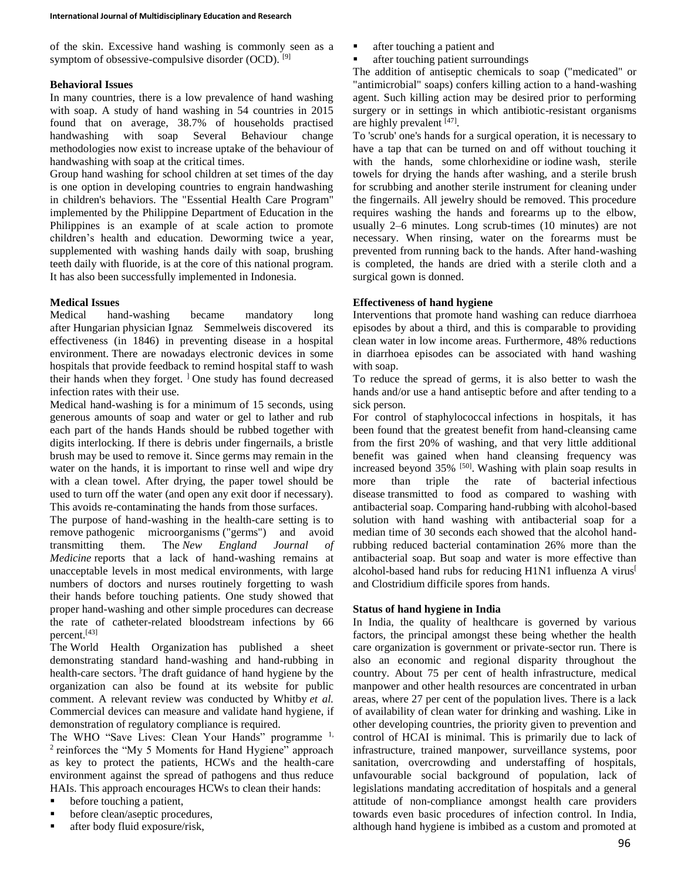of the skin. Excessive hand washing is commonly seen as a symptom of obsessive-compulsive disorder (OCD). [9]

**Behavioral Issues**

In many countries, there is a low prevalence of hand washing with soap. A study of hand washing in 54 countries in 2015 found that on average, 38.7% of households practised handwashing with soap Several Behaviour change methodologies now exist to increase uptake of the behaviour of handwashing with soap at the critical times.

Group hand washing for school children at set times of the day is one option in developing countries to engrain handwashing in children's behaviors. The "Essential Health Care Program" implemented by the Philippine Department of Education in the Philippines is an example of at scale action to promote children's health and education. Deworming twice a year, supplemented with washing hands daily with soap, brushing teeth daily with fluoride, is at the core of this national program. It has also been successfully implemented in Indonesia.

**Medical Issues**

Medical hand-washing became mandatory long after Hungarian physician Ignaz Semmelweis discovered its effectiveness (in 1846) in preventing disease in a hospital environment. There are nowadays electronic devices in some hospitals that provide feedback to remind hospital staff to wash their hands when they forget. ] One study has found decreased infection rates with their use.

Medical hand-washing is for a minimum of 15 seconds, using generous amounts of soap and water or gel to lather and rub each part of the hands Hands should be rubbed together with digits interlocking. If there is debris under fingernails, a bristle brush may be used to remove it. Since germs may remain in the water on the hands, it is important to rinse well and wipe dry with a clean towel. After drying, the paper towel should be used to turn off the water (and open any exit door if necessary). This avoids re-contaminating the hands from those surfaces.

The purpose of hand-washing in the health-care setting is to remove pathogenic microorganisms ("germs") and avoid transmitting them. The *New England Journal of Medicine* reports that a lack of hand-washing remains at unacceptable levels in most medical environments, with large numbers of doctors and nurses routinely forgetting to wash their hands before touching patients. One study showed that proper hand-washing and other simple procedures can decrease the rate of catheter-related bloodstream infections by 66 percent.[43]

The World Health Organization has published a sheet demonstrating standard hand-washing and hand-rubbing in health-care sectors. ]The draft guidance of hand hygiene by the organization can also be found at its website for public comment. A relevant review was conducted by Whitby *et al.* Commercial devices can measure and validate hand hygiene, if demonstration of regulatory compliance is required.

The WHO "Save Lives: Clean Your Hands" programme [1, 2] reinforces the "My 5 Moments for Hand Hygiene" approach as key to protect the patients, HCWs and the health-care environment against the spread of pathogens and thus reduce HAIs. This approach encourages HCWs to clean their hands:

- before touching a patient,
- before clean/aseptic procedures,
- after body fluid exposure/risk,
- after touching a patient and
- after touching patient surroundings

The addition of antiseptic chemicals to soap ("medicated" or "antimicrobial" soaps) confers killing action to a hand-washing agent. Such killing action may be desired prior to performing surgery or in settings in which antibiotic-resistant organisms are highly prevalent [47].

To 'scrub' one's hands for a surgical operation, it is necessary to have a tap that can be turned on and off without touching it with the hands, some chlorhexidine or iodine wash, sterile towels for drying the hands after washing, and a sterile brush for scrubbing and another sterile instrument for cleaning under the fingernails. All jewelry should be removed. This procedure requires washing the hands and forearms up to the elbow, usually 2–6 minutes. Long scrub-times (10 minutes) are not necessary. When rinsing, water on the forearms must be prevented from running back to the hands. After hand-washing is completed, the hands are dried with a sterile cloth and a surgical gown is donned.

**Effectiveness of hand hygiene**

Interventions that promote hand washing can reduce diarrhoea episodes by about a third, and this is comparable to providing clean water in low income areas. Furthermore, 48% reductions in diarrhoea episodes can be associated with hand washing with soap.

To reduce the spread of germs, it is also better to wash the hands and/or use a hand antiseptic before and after tending to a sick person.

For control of staphylococcal infections in hospitals, it has been found that the greatest benefit from hand-cleansing came from the first 20% of washing, and that very little additional benefit was gained when hand cleansing frequency was increased beyond 35% [50]. Washing with plain soap results in more than triple the rate of bacterial infectious disease transmitted to food as compared to washing with antibacterial soap. Comparing hand-rubbing with alcohol-based solution with hand washing with antibacterial soap for a median time of 30 seconds each showed that the alcohol hand-rubbing reduced bacterial contamination 26% more than the antibacterial soap. But soap and water is more effective than alcohol-based hand rubs for reducing H1N1 influenza A virus[ and Clostridium difficile spores from hands.

**Status of hand hygiene in India**

In India, the quality of healthcare is governed by various factors, the principal amongst these being whether the health care organization is government or private-sector run. There is also an economic and regional disparity throughout the country. About 75 per cent of health infrastructure, medical manpower and other health resources are concentrated in urban areas, where 27 per cent of the population lives. There is a lack of availability of clean water for drinking and washing. Like in other developing countries, the priority given to prevention and control of HCAI is minimal. This is primarily due to lack of infrastructure, trained manpower, surveillance systems, poor sanitation, overcrowding and understaffing of hospitals, unfavourable social background of population, lack of legislations mandating accreditation of hospitals and a general attitude of non-compliance amongst health care providers towards even basic procedures of infection control. In India, although hand hygiene is imbibed as a custom and promoted at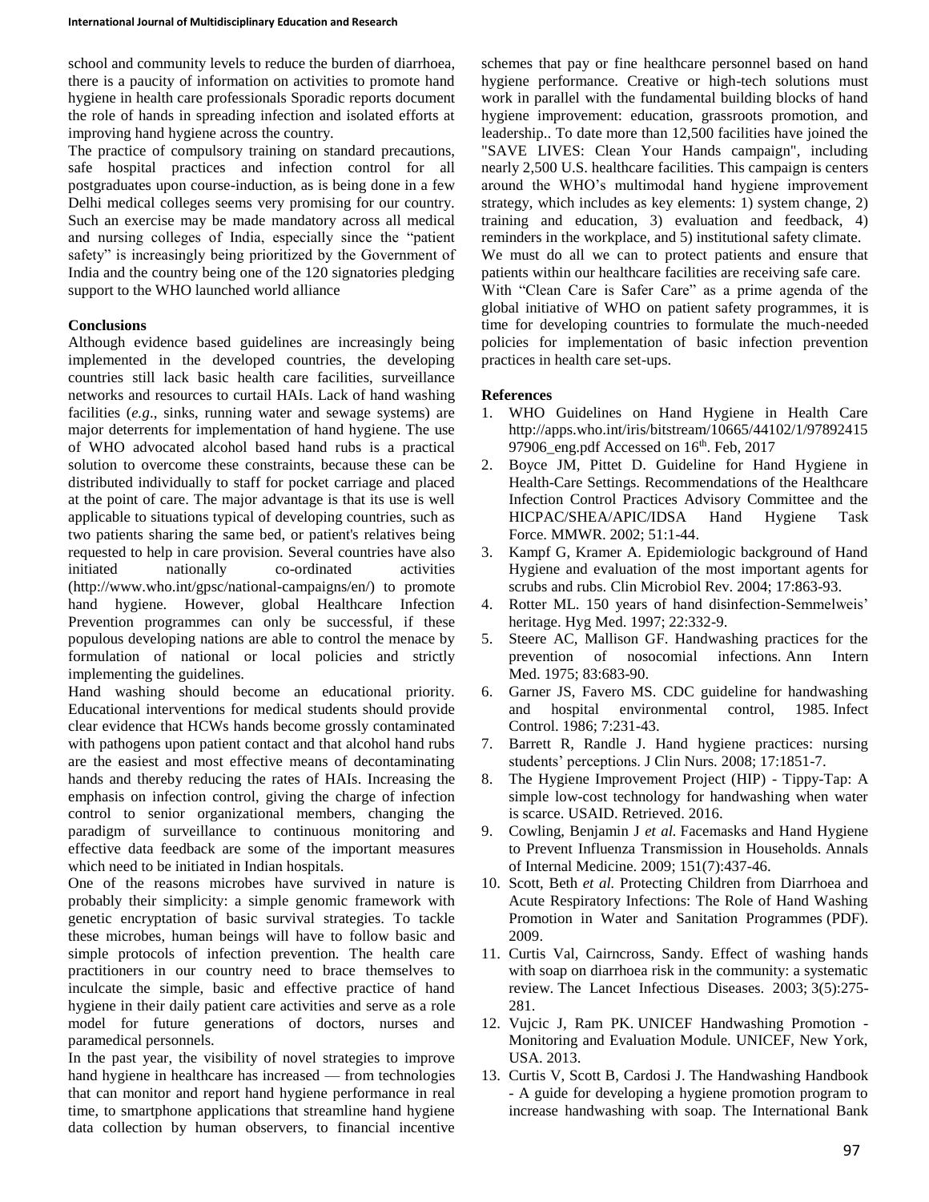school and community levels to reduce the burden of diarrhoea, there is a paucity of information on activities to promote hand hygiene in health care professionals Sporadic reports document the role of hands in spreading infection and isolated efforts at improving hand hygiene across the country.

The practice of compulsory training on standard precautions, safe hospital practices and infection control for all postgraduates upon course-induction, as is being done in a few Delhi medical colleges seems very promising for our country. Such an exercise may be made mandatory across all medical and nursing colleges of India, especially since the "patient safety" is increasingly being prioritized by the Government of India and the country being one of the 120 signatories pledging support to the WHO launched world alliance

## Conclusions

Although evidence based guidelines are increasingly being implemented in the developed countries, the developing countries still lack basic health care facilities, surveillance networks and resources to curtail HAIs. Lack of hand washing facilities (*e.g*., sinks, running water and sewage systems) are major deterrents for implementation of hand hygiene. The use of WHO advocated alcohol based hand rubs is a practical solution to overcome these constraints, because these can be distributed individually to staff for pocket carriage and placed at the point of care. The major advantage is that its use is well applicable to situations typical of developing countries, such as two patients sharing the same bed, or patient's relatives being requested to help in care provision. Several countries have also initiated nationally co-ordinated activities (http://www.who.int/gpsc/national-campaigns/en/) to promote hand hygiene. However, global Healthcare Infection Prevention programmes can only be successful, if these populous developing nations are able to control the menace by formulation of national or local policies and strictly implementing the guidelines.

Hand washing should become an educational priority. Educational interventions for medical students should provide clear evidence that HCWs hands become grossly contaminated with pathogens upon patient contact and that alcohol hand rubs are the easiest and most effective means of decontaminating hands and thereby reducing the rates of HAIs. Increasing the emphasis on infection control, giving the charge of infection control to senior organizational members, changing the paradigm of surveillance to continuous monitoring and effective data feedback are some of the important measures which need to be initiated in Indian hospitals.

One of the reasons microbes have survived in nature is probably their simplicity: a simple genomic framework with genetic encryptation of basic survival strategies. To tackle these microbes, human beings will have to follow basic and simple protocols of infection prevention. The health care practitioners in our country need to brace themselves to inculcate the simple, basic and effective practice of hand hygiene in their daily patient care activities and serve as a role model for future generations of doctors, nurses and paramedical personnels.

In the past year, the visibility of novel strategies to improve hand hygiene in healthcare has increased — from technologies that can monitor and report hand hygiene performance in real time, to smartphone applications that streamline hand hygiene data collection by human observers, to financial incentive schemes that pay or fine healthcare personnel based on hand hygiene performance. Creative or high-tech solutions must work in parallel with the fundamental building blocks of hand hygiene improvement: education, grassroots promotion, and leadership.. To date more than 12,500 facilities have joined the "SAVE LIVES: Clean Your Hands campaign", including nearly 2,500 U.S. healthcare facilities. This campaign is centers around the WHO's multimodal hand hygiene improvement strategy, which includes as key elements: 1) system change, 2) training and education, 3) evaluation and feedback, 4) reminders in the workplace, and 5) institutional safety climate.

We must do all we can to protect patients and ensure that patients within our healthcare facilities are receiving safe care.

With "Clean Care is Safer Care" as a prime agenda of the global initiative of WHO on patient safety programmes, it is time for developing countries to formulate the much-needed policies for implementation of basic infection prevention practices in health care set-ups.

## References

1. WHO Guidelines on Hand Hygiene in Health Care http://apps.who.int/iris/bitstream/10665/44102/1/9789241597906_eng.pdf Accessed on 16th. Feb, 2017
2. Boyce JM, Pittet D. Guideline for Hand Hygiene in Health-Care Settings. Recommendations of the Healthcare Infection Control Practices Advisory Committee and the HICPAC/SHEA/APIC/IDSA Hand Hygiene Task Force. MMWR. 2002; 51:1-44.
3. Kampf G, Kramer A. Epidemiologic background of Hand Hygiene and evaluation of the most important agents for scrubs and rubs. Clin Microbiol Rev. 2004; 17:863-93.
4. Rotter ML. 150 years of hand disinfection-Semmelweis' heritage. Hyg Med. 1997; 22:332-9.
5. Steere AC, Mallison GF. Handwashing practices for the prevention of nosocomial infections. Ann Intern Med. 1975; 83:683-90.
6. Garner JS, Favero MS. CDC guideline for handwashing and hospital environmental control, 1985. Infect Control. 1986; 7:231-43.
7. Barrett R, Randle J. Hand hygiene practices: nursing students' perceptions. J Clin Nurs. 2008; 17:1851-7.
8. The Hygiene Improvement Project (HIP) - Tippy-Tap: A simple low-cost technology for handwashing when water is scarce. USAID. Retrieved. 2016.
9. Cowling, Benjamin J *et al.* Facemasks and Hand Hygiene to Prevent Influenza Transmission in Households. Annals of Internal Medicine. 2009; 151(7):437-46.
10. Scott, Beth *et al.* Protecting Children from Diarrhoea and Acute Respiratory Infections: The Role of Hand Washing Promotion in Water and Sanitation Programmes (PDF). 2009.
11. Curtis Val, Cairncross, Sandy. Effect of washing hands with soap on diarrhoea risk in the community: a systematic review. The Lancet Infectious Diseases. 2003; 3(5):275-281.
12. Vujcic J, Ram PK. UNICEF Handwashing Promotion - Monitoring and Evaluation Module. UNICEF, New York, USA. 2013.
13. Curtis V, Scott B, Cardosi J. The Handwashing Handbook - A guide for developing a hygiene promotion program to increase handwashing with soap. The International Bank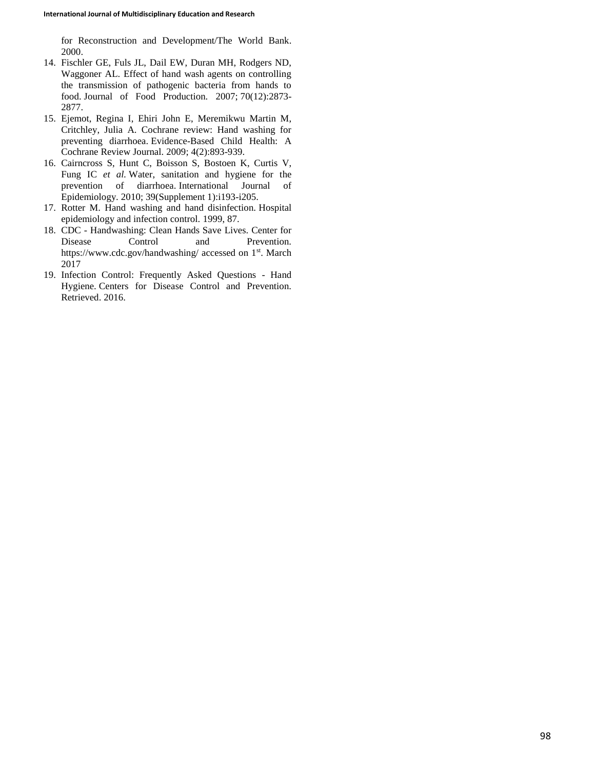for Reconstruction and Development/The World Bank. 2000.

14. Fischler GE, Fuls JL, Dail EW, Duran MH, Rodgers ND, Waggoner AL. Effect of hand wash agents on controlling the transmission of pathogenic bacteria from hands to food. Journal of Food Production. 2007; 70(12):2873-2877.
15. Ejemot, Regina I, Ehiri John E, Meremikwu Martin M, Critchley, Julia A. Cochrane review: Hand washing for preventing diarrhoea. Evidence-Based Child Health: A Cochrane Review Journal. 2009; 4(2):893-939.
16. Cairncross S, Hunt C, Boisson S, Bostoen K, Curtis V, Fung IC *et al.* Water, sanitation and hygiene for the prevention of diarrhoea. International Journal of Epidemiology. 2010; 39(Supplement 1):i193-i205.
17. Rotter M. Hand washing and hand disinfection. Hospital epidemiology and infection control. 1999, 87.
18. CDC - Handwashing: Clean Hands Save Lives. Center for Disease Control and Prevention. https://www.cdc.gov/handwashing/ accessed on 1st. March 2017
19. Infection Control: Frequently Asked Questions - Hand Hygiene. Centers for Disease Control and Prevention. Retrieved. 2016.